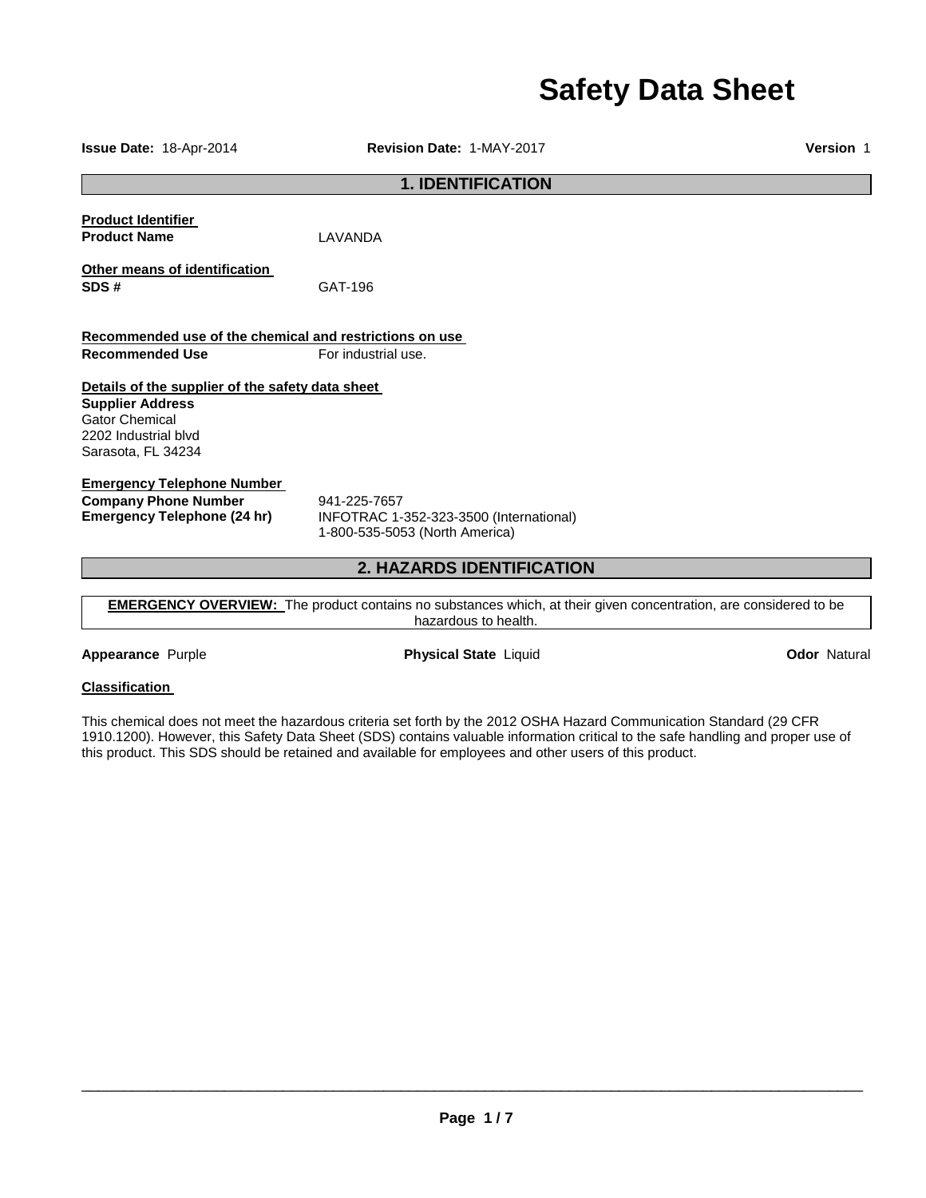# Safety Data Sheet

**Issue Date:** 18-Apr-2014 **Revision Date:** 1-MAY-2017 **Version** 1

## 1. IDENTIFICATION

**Product Identifier**

**Product Name** LAVANDA

**Other means of identification**

**SDS #** GAT-196

**Recommended use of the chemical and restrictions on use**

**Recommended Use** For industrial use.

**Details of the supplier of the safety data sheet**

**Supplier Address**
Gator Chemical
2202 Industrial blvd
Sarasota, FL 34234

**Emergency Telephone Number**

**Company Phone Number** 941-225-7657

**Emergency Telephone (24 hr)** INFOTRAC 1-352-323-3500 (International)
1-800-535-5053 (North America)

## 2. HAZARDS IDENTIFICATION

**EMERGENCY OVERVIEW:** The product contains no substances which, at their given concentration, are considered to be hazardous to health.

**Appearance** Purple **Physical State** Liquid **Odor** Natural

**Classification**

This chemical does not meet the hazardous criteria set forth by the 2012 OSHA Hazard Communication Standard (29 CFR 1910.1200). However, this Safety Data Sheet (SDS) contains valuable information critical to the safe handling and proper use of this product. This SDS should be retained and available for employees and other users of this product.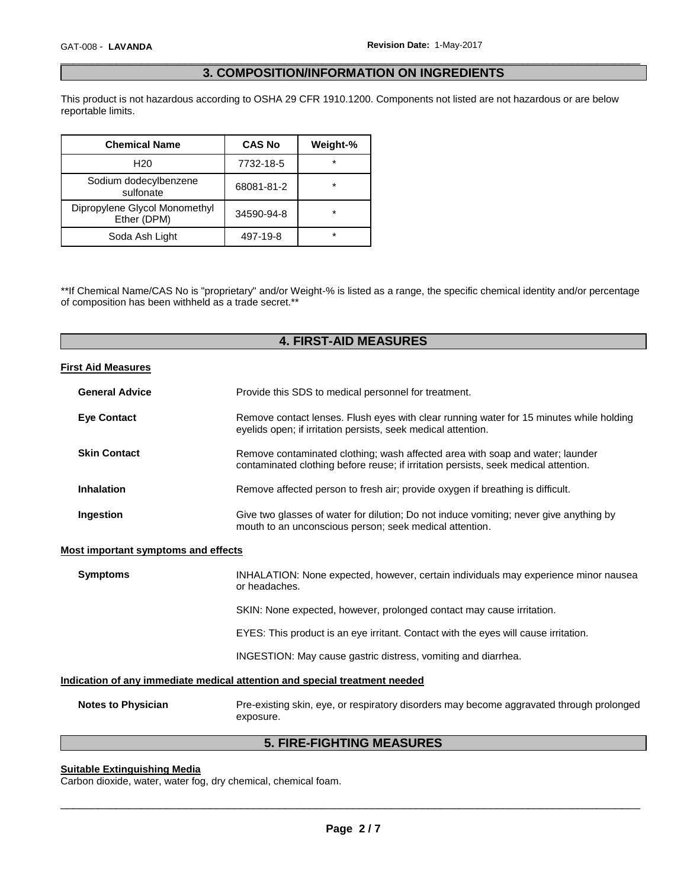## 3. COMPOSITION/INFORMATION ON INGREDIENTS

This product is not hazardous according to OSHA 29 CFR 1910.1200. Components not listed are not hazardous or are below reportable limits.

| Chemical Name | CAS No | Weight-% |
|---|---|---|
| H20 | 7732-18-5 | * |
| Sodium dodecylbenzene sulfonate | 68081-81-2 | * |
| Dipropylene Glycol Monomethyl Ether (DPM) | 34590-94-8 | * |
| Soda Ash Light | 497-19-8 | * |

**If Chemical Name/CAS No is "proprietary" and/or Weight-% is listed as a range, the specific chemical identity and/or percentage of composition has been withheld as a trade secret.**

## 4. FIRST-AID MEASURES

### First Aid Measures

**General Advice** Provide this SDS to medical personnel for treatment.

**Eye Contact** Remove contact lenses. Flush eyes with clear running water for 15 minutes while holding eyelids open; if irritation persists, seek medical attention.

**Skin Contact** Remove contaminated clothing; wash affected area with soap and water; launder contaminated clothing before reuse; if irritation persists, seek medical attention.

**Inhalation** Remove affected person to fresh air; provide oxygen if breathing is difficult.

**Ingestion** Give two glasses of water for dilution; Do not induce vomiting; never give anything by mouth to an unconscious person; seek medical attention.

### Most important symptoms and effects

**Symptoms** INHALATION: None expected, however, certain individuals may experience minor nausea or headaches.

SKIN: None expected, however, prolonged contact may cause irritation.

EYES: This product is an eye irritant. Contact with the eyes will cause irritation.

INGESTION: May cause gastric distress, vomiting and diarrhea.

### Indication of any immediate medical attention and special treatment needed

**Notes to Physician** Pre-existing skin, eye, or respiratory disorders may become aggravated through prolonged exposure.

## 5. FIRE-FIGHTING MEASURES

### Suitable Extinguishing Media

Carbon dioxide, water, water fog, dry chemical, chemical foam.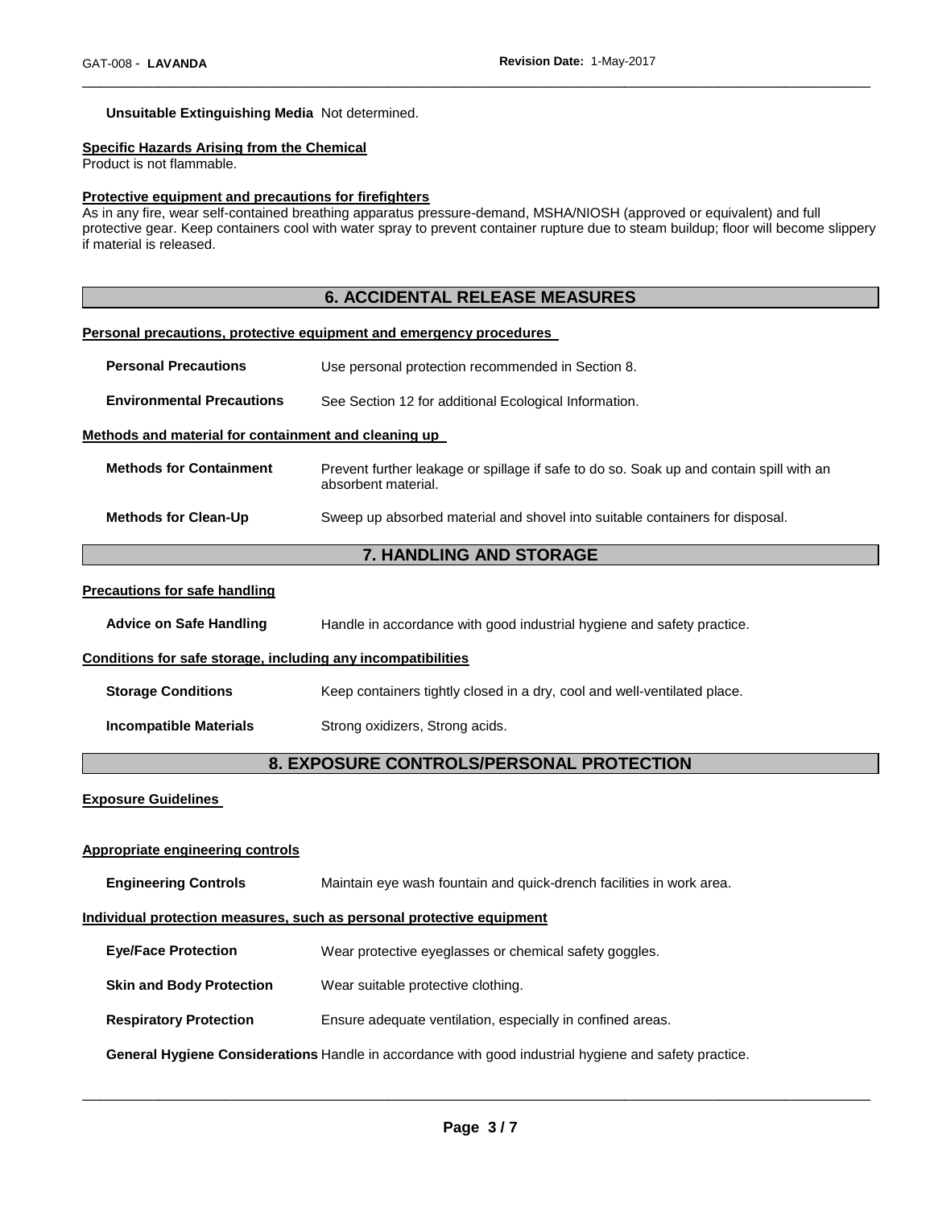**Unsuitable Extinguishing Media** Not determined.

**Specific Hazards Arising from the Chemical**

Product is not flammable.

**Protective equipment and precautions for firefighters**

As in any fire, wear self-contained breathing apparatus pressure-demand, MSHA/NIOSH (approved or equivalent) and full protective gear. Keep containers cool with water spray to prevent container rupture due to steam buildup; floor will become slippery if material is released.

## 6. ACCIDENTAL RELEASE MEASURES

**Personal precautions, protective equipment and emergency procedures**

| | |
|---|---|
| **Personal Precautions** | Use personal protection recommended in Section 8. |
| **Environmental Precautions** | See Section 12 for additional Ecological Information. |

**Methods and material for containment and cleaning up**

| | |
|---|---|
| **Methods for Containment** | Prevent further leakage or spillage if safe to do so. Soak up and contain spill with an absorbent material. |
| **Methods for Clean-Up** | Sweep up absorbed material and shovel into suitable containers for disposal. |

## 7. HANDLING AND STORAGE

**Precautions for safe handling**

| | |
|---|---|
| **Advice on Safe Handling** | Handle in accordance with good industrial hygiene and safety practice. |

**Conditions for safe storage, including any incompatibilities**

| | |
|---|---|
| **Storage Conditions** | Keep containers tightly closed in a dry, cool and well-ventilated place. |
| **Incompatible Materials** | Strong oxidizers, Strong acids. |

## 8. EXPOSURE CONTROLS/PERSONAL PROTECTION

**Exposure Guidelines**

**Appropriate engineering controls**

| | |
|---|---|
| **Engineering Controls** | Maintain eye wash fountain and quick-drench facilities in work area. |

**Individual protection measures, such as personal protective equipment**

| | |
|---|---|
| **Eye/Face Protection** | Wear protective eyeglasses or chemical safety goggles. |
| **Skin and Body Protection** | Wear suitable protective clothing. |
| **Respiratory Protection** | Ensure adequate ventilation, especially in confined areas. |

**General Hygiene Considerations** Handle in accordance with good industrial hygiene and safety practice.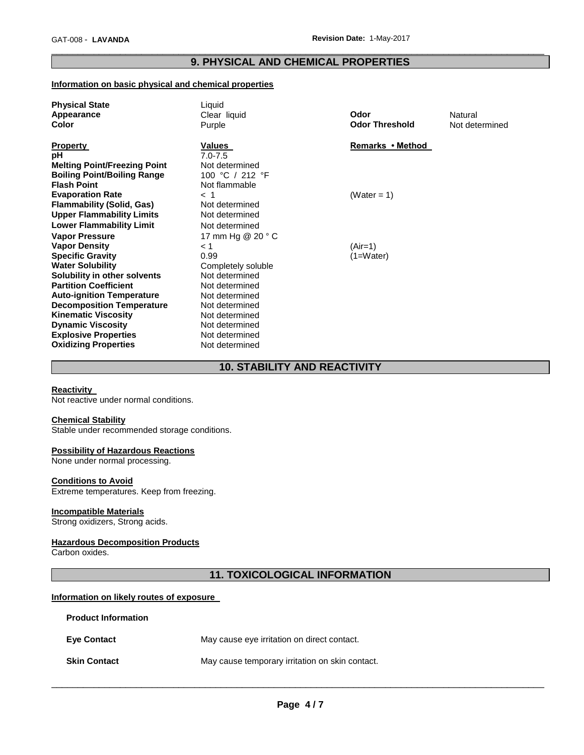## 9. PHYSICAL AND CHEMICAL PROPERTIES

**Information on basic physical and chemical properties**

| | | | |
|---|---|---|---|
| **Physical State** | Liquid | | |
| **Appearance** | Clear liquid | **Odor** | Natural |
| **Color** | Purple | **Odor Threshold** | Not determined |

| **Property** | **Values** | **Remarks • Method** |
|---|---|---|
| **pH** | 7.0-7.5 | |
| **Melting Point/Freezing Point** | Not determined | |
| **Boiling Point/Boiling Range** | 100 °C / 212 °F | |
| **Flash Point** | Not flammable | |
| **Evaporation Rate** | < 1 | (Water = 1) |
| **Flammability (Solid, Gas)** | Not determined | |
| **Upper Flammability Limits** | Not determined | |
| **Lower Flammability Limit** | Not determined | |
| **Vapor Pressure** | 17 mm Hg @ 20 ° C | |
| **Vapor Density** | < 1 | (Air=1) |
| **Specific Gravity** | 0.99 | (1=Water) |
| **Water Solubility** | Completely soluble | |
| **Solubility in other solvents** | Not determined | |
| **Partition Coefficient** | Not determined | |
| **Auto-ignition Temperature** | Not determined | |
| **Decomposition Temperature** | Not determined | |
| **Kinematic Viscosity** | Not determined | |
| **Dynamic Viscosity** | Not determined | |
| **Explosive Properties** | Not determined | |
| **Oxidizing Properties** | Not determined | |

## 10. STABILITY AND REACTIVITY

**Reactivity**
Not reactive under normal conditions.

**Chemical Stability**
Stable under recommended storage conditions.

**Possibility of Hazardous Reactions**
None under normal processing.

**Conditions to Avoid**
Extreme temperatures. Keep from freezing.

**Incompatible Materials**
Strong oxidizers, Strong acids.

**Hazardous Decomposition Products**
Carbon oxides.

## 11. TOXICOLOGICAL INFORMATION

**Information on likely routes of exposure**

**Product Information**

| | |
|---|---|
| **Eye Contact** | May cause eye irritation on direct contact. |
| **Skin Contact** | May cause temporary irritation on skin contact. |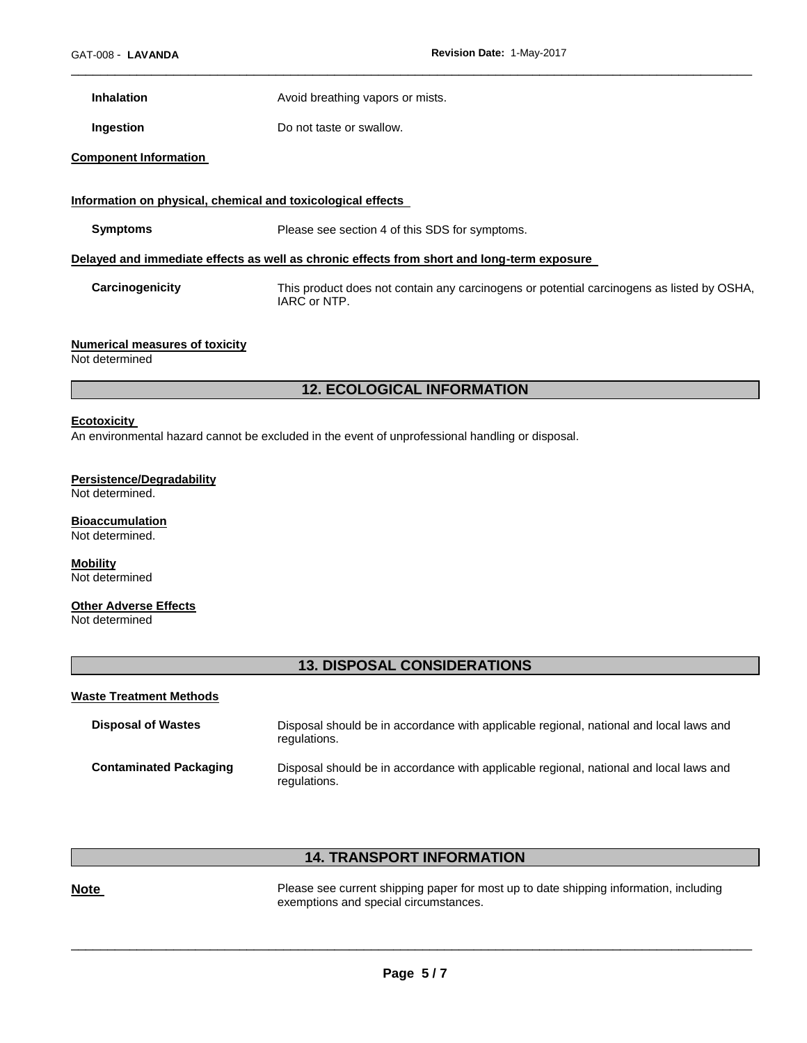**Inhalation** Avoid breathing vapors or mists.

**Ingestion** Do not taste or swallow.

**Component Information**

**Information on physical, chemical and toxicological effects**

**Symptoms** Please see section 4 of this SDS for symptoms.

**Delayed and immediate effects as well as chronic effects from short and long-term exposure**

**Carcinogenicity** This product does not contain any carcinogens or potential carcinogens as listed by OSHA, IARC or NTP.

**Numerical measures of toxicity**
Not determined

## 12. ECOLOGICAL INFORMATION

**Ecotoxicity**
An environmental hazard cannot be excluded in the event of unprofessional handling or disposal.

**Persistence/Degradability**
Not determined.

**Bioaccumulation**
Not determined.

**Mobility**
Not determined

**Other Adverse Effects**
Not determined

## 13. DISPOSAL CONSIDERATIONS

**Waste Treatment Methods**

**Disposal of Wastes** Disposal should be in accordance with applicable regional, national and local laws and regulations.

**Contaminated Packaging** Disposal should be in accordance with applicable regional, national and local laws and regulations.

## 14. TRANSPORT INFORMATION

**Note** Please see current shipping paper for most up to date shipping information, including exemptions and special circumstances.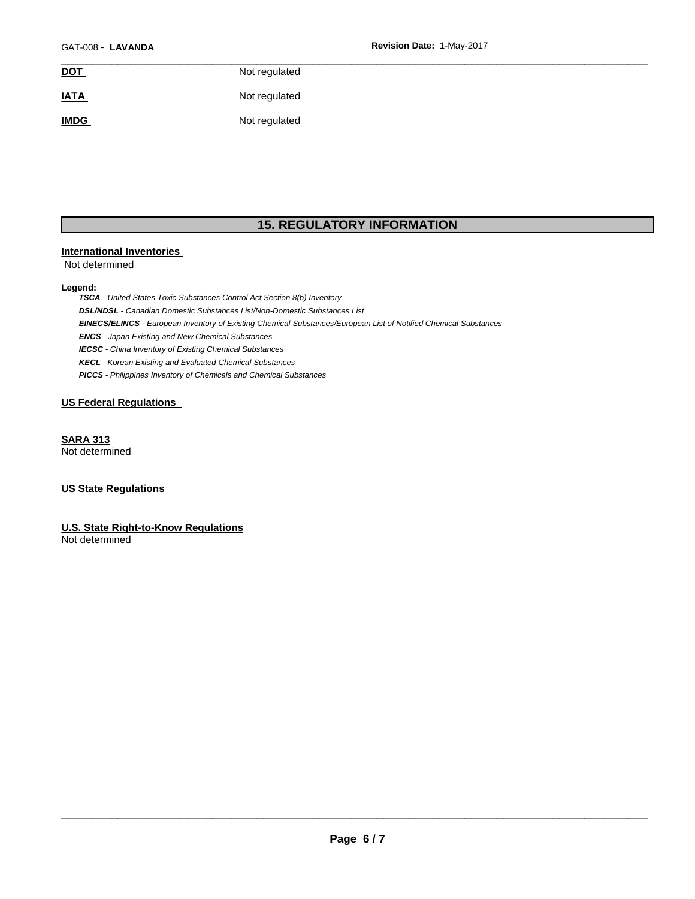| | |
|---|---|
| **DOT** | Not regulated |
| **IATA** | Not regulated |
| **IMDG** | Not regulated |

## 15. REGULATORY INFORMATION

**International Inventories**

Not determined

**Legend:**

***TSCA*** *- United States Toxic Substances Control Act Section 8(b) Inventory*

***DSL/NDSL*** *- Canadian Domestic Substances List/Non-Domestic Substances List*

***EINECS/ELINCS*** *- European Inventory of Existing Chemical Substances/European List of Notified Chemical Substances*

***ENCS*** *- Japan Existing and New Chemical Substances*

***IECSC*** *- China Inventory of Existing Chemical Substances*

***KECL*** *- Korean Existing and Evaluated Chemical Substances*

***PICCS*** *- Philippines Inventory of Chemicals and Chemical Substances*

**US Federal Regulations**

**SARA 313**

Not determined

**US State Regulations**

**U.S. State Right-to-Know Regulations**

Not determined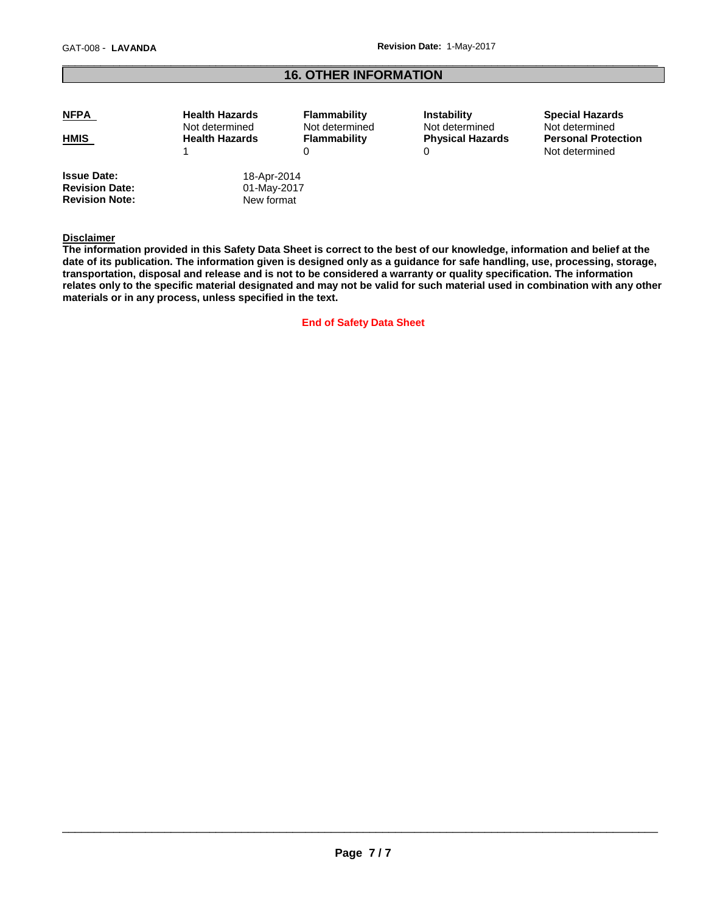## 16. OTHER INFORMATION

| | | | | |
|---|---|---|---|---|
| **NFPA** | **Health Hazards** | **Flammability** | **Instability** | **Special Hazards** |
| | Not determined | Not determined | Not determined | Not determined |
| **HMIS** | **Health Hazards** | **Flammability** | **Physical Hazards** | **Personal Protection** |
| | 1 | 0 | 0 | Not determined |

**Issue Date:** 18-Apr-2014
**Revision Date:** 01-May-2017
**Revision Note:** New format

**Disclaimer**

**The information provided in this Safety Data Sheet is correct to the best of our knowledge, information and belief at the date of its publication. The information given is designed only as a guidance for safe handling, use, processing, storage, transportation, disposal and release and is not to be considered a warranty or quality specification. The information relates only to the specific material designated and may not be valid for such material used in combination with any other materials or in any process, unless specified in the text.**

**End of Safety Data Sheet**